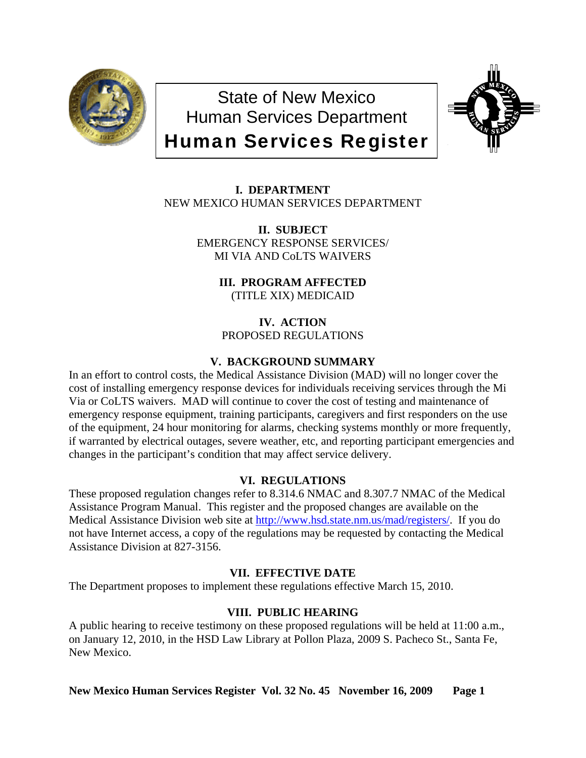# State of New Mexico
# Human Services Department
# Human Services Register

### I. DEPARTMENT

NEW MEXICO HUMAN SERVICES DEPARTMENT

### II. SUBJECT

EMERGENCY RESPONSE SERVICES/
MI VIA AND CoLTS WAIVERS

### III. PROGRAM AFFECTED

(TITLE XIX) MEDICAID

### IV. ACTION

PROPOSED REGULATIONS

### V. BACKGROUND SUMMARY

In an effort to control costs, the Medical Assistance Division (MAD) will no longer cover the cost of installing emergency response devices for individuals receiving services through the Mi Via or CoLTS waivers. MAD will continue to cover the cost of testing and maintenance of emergency response equipment, training participants, caregivers and first responders on the use of the equipment, 24 hour monitoring for alarms, checking systems monthly or more frequently, if warranted by electrical outages, severe weather, etc, and reporting participant emergencies and changes in the participant's condition that may affect service delivery.

### VI. REGULATIONS

These proposed regulation changes refer to 8.314.6 NMAC and 8.307.7 NMAC of the Medical Assistance Program Manual. This register and the proposed changes are available on the Medical Assistance Division web site at http://www.hsd.state.nm.us/mad/registers/. If you do not have Internet access, a copy of the regulations may be requested by contacting the Medical Assistance Division at 827-3156.

### VII. EFFECTIVE DATE

The Department proposes to implement these regulations effective March 15, 2010.

### VIII. PUBLIC HEARING

A public hearing to receive testimony on these proposed regulations will be held at 11:00 a.m., on January 12, 2010, in the HSD Law Library at Pollon Plaza, 2009 S. Pacheco St., Santa Fe, New Mexico.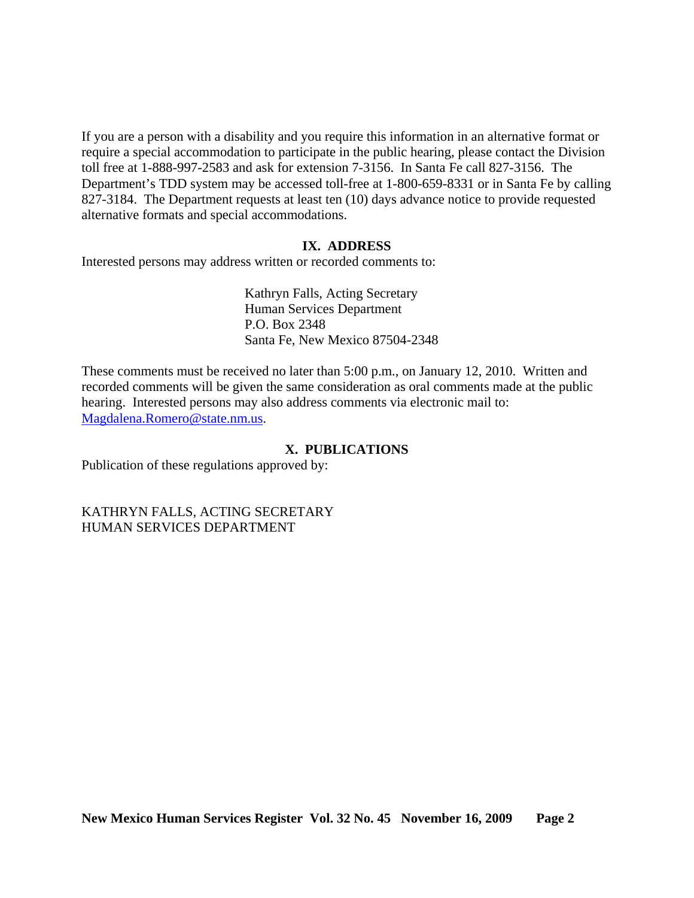If you are a person with a disability and you require this information in an alternative format or require a special accommodation to participate in the public hearing, please contact the Division toll free at 1-888-997-2583 and ask for extension 7-3156. In Santa Fe call 827-3156. The Department's TDD system may be accessed toll-free at 1-800-659-8331 or in Santa Fe by calling 827-3184. The Department requests at least ten (10) days advance notice to provide requested alternative formats and special accommodations.

## IX. ADDRESS

Interested persons may address written or recorded comments to:

Kathryn Falls, Acting Secretary
Human Services Department
P.O. Box 2348
Santa Fe, New Mexico 87504-2348

These comments must be received no later than 5:00 p.m., on January 12, 2010. Written and recorded comments will be given the same consideration as oral comments made at the public hearing. Interested persons may also address comments via electronic mail to: Magdalena.Romero@state.nm.us.

## X. PUBLICATIONS

Publication of these regulations approved by:

KATHRYN FALLS, ACTING SECRETARY
HUMAN SERVICES DEPARTMENT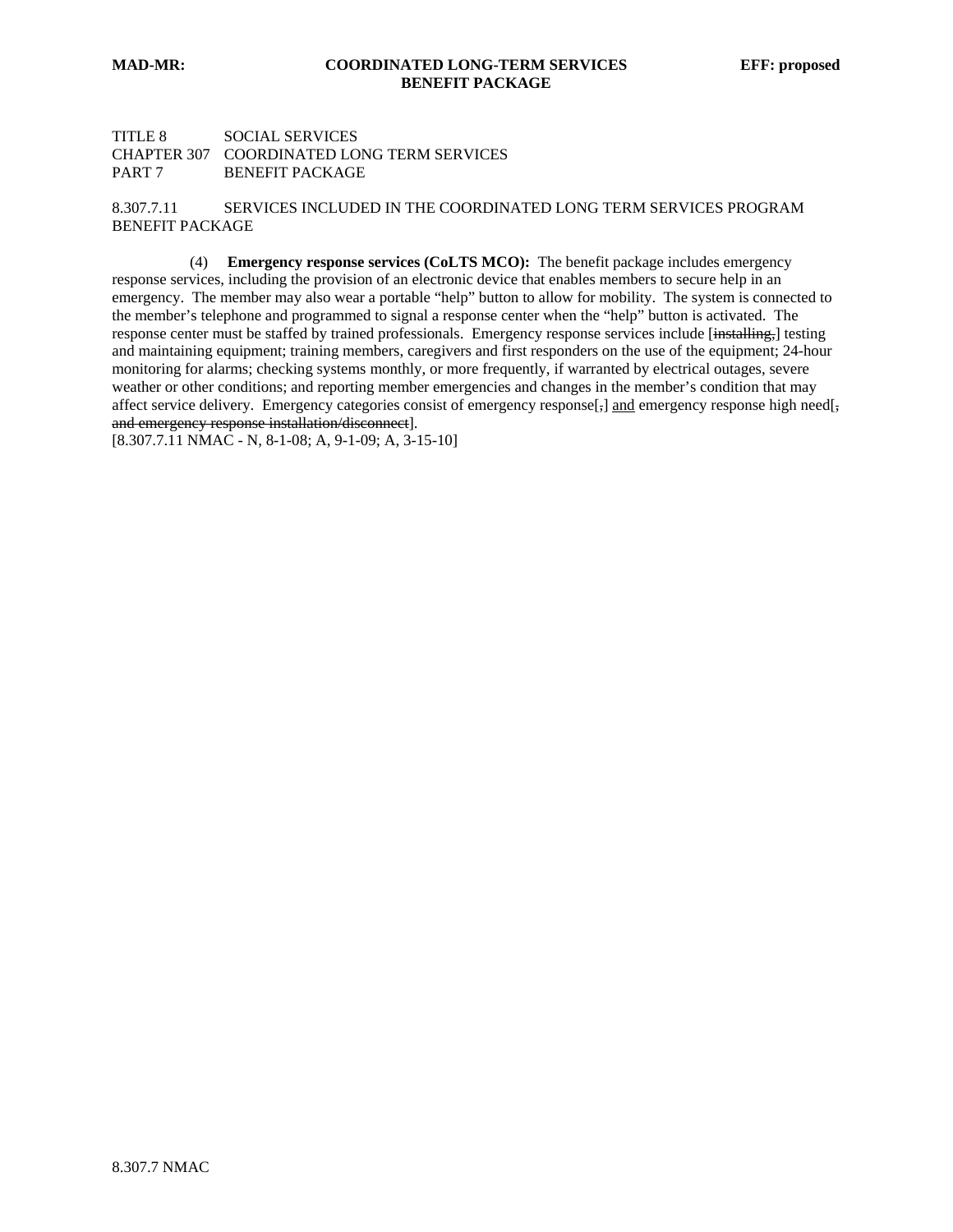TITLE 8 SOCIAL SERVICES
CHAPTER 307 COORDINATED LONG TERM SERVICES
PART 7 BENEFIT PACKAGE

8.307.7.11 SERVICES INCLUDED IN THE COORDINATED LONG TERM SERVICES PROGRAM BENEFIT PACKAGE

(4) **Emergency response services (CoLTS MCO):** The benefit package includes emergency response services, including the provision of an electronic device that enables members to secure help in an emergency. The member may also wear a portable "help" button to allow for mobility. The system is connected to the member's telephone and programmed to signal a response center when the "help" button is activated. The response center must be staffed by trained professionals. Emergency response services include [~~installing,~~] testing and maintaining equipment; training members, caregivers and first responders on the use of the equipment; 24-hour monitoring for alarms; checking systems monthly, or more frequently, if warranted by electrical outages, severe weather or other conditions; and reporting member emergencies and changes in the member's condition that may affect service delivery. Emergency categories consist of emergency response[~~,~~] <u>and</u> emergency response high need[~~, and emergency response installation/disconnect~~].

[8.307.7.11 NMAC - N, 8-1-08; A, 9-1-09; A, 3-15-10]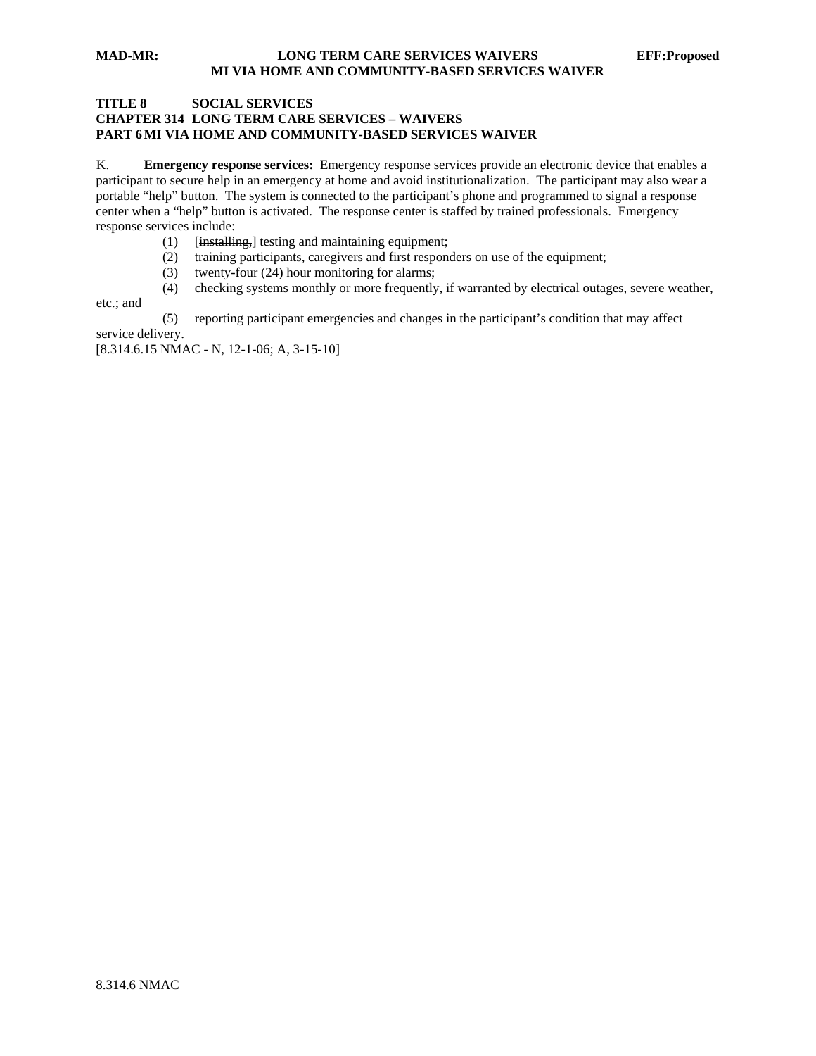**TITLE 8 SOCIAL SERVICES**
**CHAPTER 314 LONG TERM CARE SERVICES – WAIVERS**
**PART 6 MI VIA HOME AND COMMUNITY-BASED SERVICES WAIVER**

K. **Emergency response services:** Emergency response services provide an electronic device that enables a participant to secure help in an emergency at home and avoid institutionalization. The participant may also wear a portable "help" button. The system is connected to the participant's phone and programmed to signal a response center when a "help" button is activated. The response center is staffed by trained professionals. Emergency response services include:

(1) [~~installing,~~] testing and maintaining equipment;

(2) training participants, caregivers and first responders on use of the equipment;

(3) twenty-four (24) hour monitoring for alarms;

(4) checking systems monthly or more frequently, if warranted by electrical outages, severe weather, etc.; and

(5) reporting participant emergencies and changes in the participant's condition that may affect service delivery.

[8.314.6.15 NMAC - N, 12-1-06; A, 3-15-10]